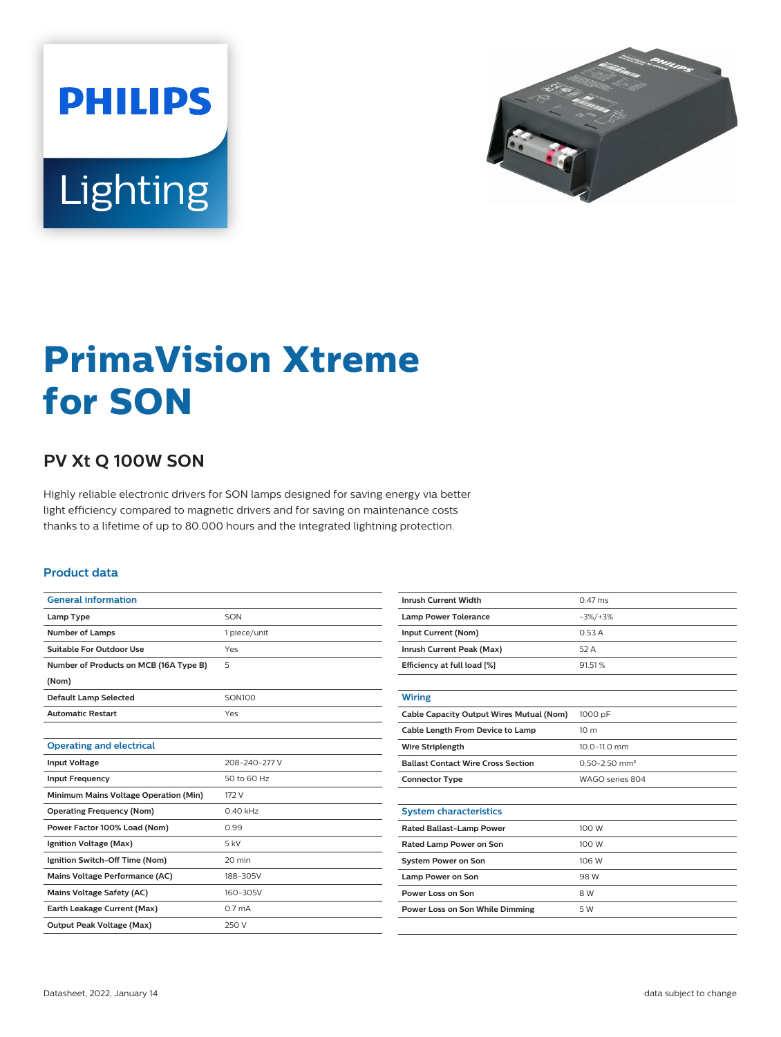PHILIPS

Lighting

# PrimaVision Xtreme for SON

## PV Xt Q 100W SON

Highly reliable electronic drivers for SON lamps designed for saving energy via better light efficiency compared to magnetic drivers and for saving on maintenance costs thanks to a lifetime of up to 80.000 hours and the integrated lightning protection.

### Product data

| General information | |
|---|---|
| Lamp Type | SON |
| Number of Lamps | 1 piece/unit |
| Suitable For Outdoor Use | Yes |
| Number of Products on MCB (16A Type B) (Nom) | 5 |
| Default Lamp Selected | SON100 |
| Automatic Restart | Yes |

| Operating and electrical | |
|---|---|
| Input Voltage | 208-240-277 V |
| Input Frequency | 50 to 60 Hz |
| Minimum Mains Voltage Operation (Min) | 172 V |
| Operating Frequency (Nom) | 0.40 kHz |
| Power Factor 100% Load (Nom) | 0.99 |
| Ignition Voltage (Max) | 5 kV |
| Ignition Switch-Off Time (Nom) | 20 min |
| Mains Voltage Performance (AC) | 188-305V |
| Mains Voltage Safety (AC) | 160-305V |
| Earth Leakage Current (Max) | 0.7 mA |
| Output Peak Voltage (Max) | 250 V |
| Inrush Current Width | 0.47 ms |
| Lamp Power Tolerance | -3%/+3% |
| Input Current (Nom) | 0.53 A |
| Inrush Current Peak (Max) | 52 A |
| Efficiency at full load [%] | 91.51 % |

| Wiring | |
|---|---|
| Cable Capacity Output Wires Mutual (Nom) | 1000 pF |
| Cable Length From Device to Lamp | 10 m |
| Wire Striplength | 10.0-11.0 mm |
| Ballast Contact Wire Cross Section | 0.50-2.50 mm² |
| Connector Type | WAGO series 804 |

| System characteristics | |
|---|---|
| Rated Ballast-Lamp Power | 100 W |
| Rated Lamp Power on Son | 100 W |
| System Power on Son | 106 W |
| Lamp Power on Son | 98 W |
| Power Loss on Son | 8 W |
| Power Loss on Son While Dimming | 5 W |

Datasheet, 2022, January 14

data subject to change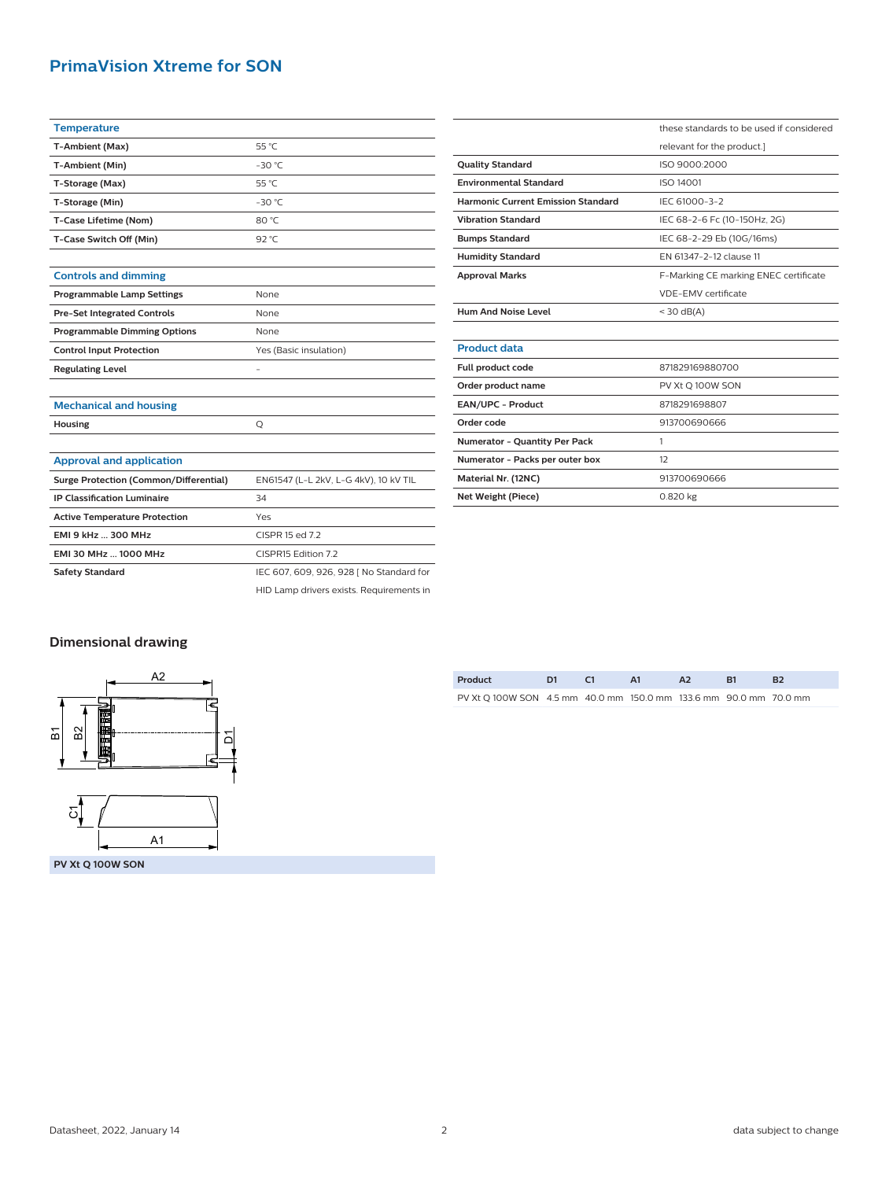## PrimaVision Xtreme for SON

| Temperature | |
|---|---|
| T-Ambient (Max) | 55 °C |
| T-Ambient (Min) | -30 °C |
| T-Storage (Max) | 55 °C |
| T-Storage (Min) | -30 °C |
| T-Case Lifetime (Nom) | 80 °C |
| T-Case Switch Off (Min) | 92 °C |

| Controls and dimming | |
|---|---|
| Programmable Lamp Settings | None |
| Pre-Set Integrated Controls | None |
| Programmable Dimming Options | None |
| Control Input Protection | Yes (Basic insulation) |
| Regulating Level | - |

| Mechanical and housing | |
|---|---|
| Housing | Q |

| Approval and application | |
|---|---|
| Surge Protection (Common/Differential) | EN61547 (L-L 2kV, L-G 4kV), 10 kV TIL |
| IP Classification Luminaire | 34 |
| Active Temperature Protection | Yes |
| EMI 9 kHz ... 300 MHz | CISPR 15 ed 7.2 |
| EMI 30 MHz ... 1000 MHz | CISPR15 Edition 7.2 |
| Safety Standard | IEC 607, 609, 926, 928 [ No Standard for HID Lamp drivers exists. Requirements in these standards to be used if considered relevant for the product.] |
| Quality Standard | ISO 9000:2000 |
| Environmental Standard | ISO 14001 |
| Harmonic Current Emission Standard | IEC 61000-3-2 |
| Vibration Standard | IEC 68-2-6 Fc (10-150Hz, 2G) |
| Bumps Standard | IEC 68-2-29 Eb (10G/16ms) |
| Humidity Standard | EN 61347-2-12 clause 11 |
| Approval Marks | F-Marking CE marking ENEC certificate VDE-EMV certificate |
| Hum And Noise Level | < 30 dB(A) |

| Product data | |
|---|---|
| Full product code | 871829169880700 |
| Order product name | PV Xt Q 100W SON |
| EAN/UPC - Product | 8718291698807 |
| Order code | 913700690666 |
| Numerator - Quantity Per Pack | 1 |
| Numerator - Packs per outer box | 12 |
| Material Nr. (12NC) | 913700690666 |
| Net Weight (Piece) | 0.820 kg |

### Dimensional drawing

PV Xt Q 100W SON

| Product | D1 | C1 | A1 | A2 | B1 | B2 |
|---|---|---|---|---|---|---|
| PV Xt Q 100W SON | 4.5 mm | 40.0 mm | 150.0 mm | 133.6 mm | 90.0 mm | 70.0 mm |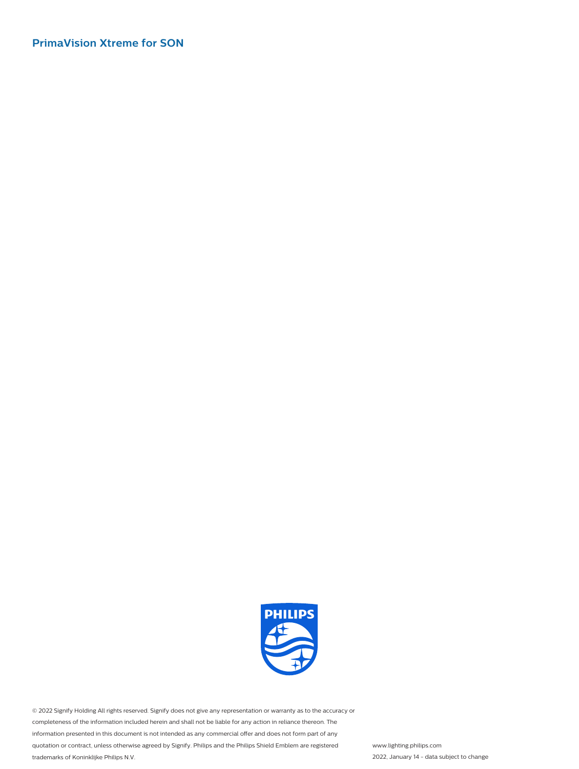© 2022 Signify Holding All rights reserved. Signify does not give any representation or warranty as to the accuracy or completeness of the information included herein and shall not be liable for any action in reliance thereon. The information presented in this document is not intended as any commercial offer and does not form part of any quotation or contract, unless otherwise agreed by Signify. Philips and the Philips Shield Emblem are registered trademarks of Koninklijke Philips N.V.

www.lighting.philips.com

2022, January 14 - data subject to change